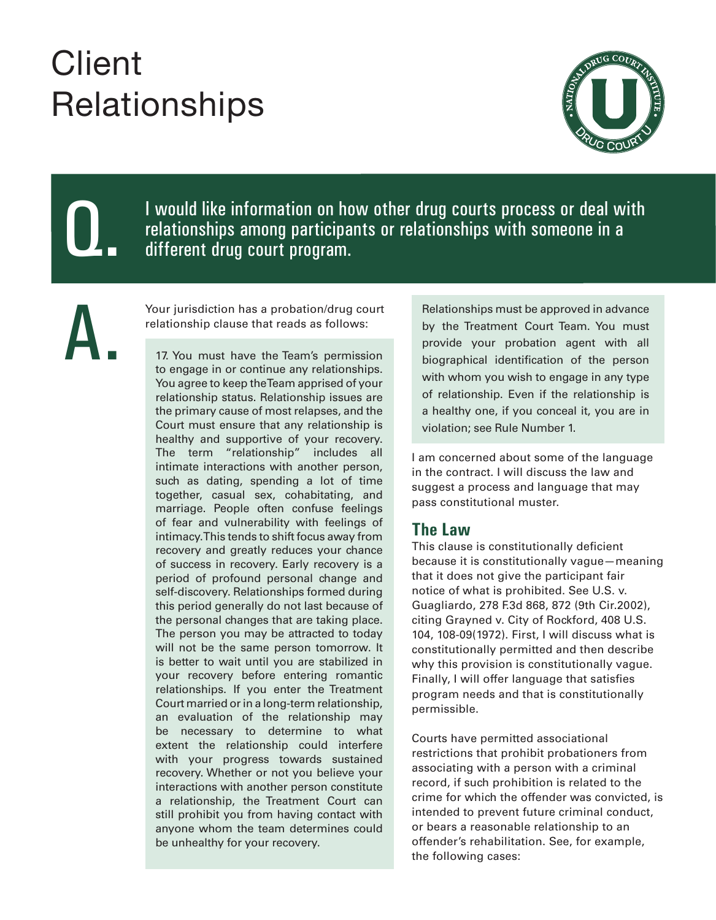# Client Relationships

**Q.** I would like information on how other drug courts process or deal with relationships among participants or relationships with someone in a different drug court program.

**A.** Your jurisdiction has a probation/drug court relationship clause that reads as follows:

> 17. You must have the Team's permission to engage in or continue any relationships. You agree to keep the Team apprised of your relationship status. Relationship issues are the primary cause of most relapses, and the Court must ensure that any relationship is healthy and supportive of your recovery. The term "relationship" includes all intimate interactions with another person, such as dating, spending a lot of time together, casual sex, cohabitating, and marriage. People often confuse feelings of fear and vulnerability with feelings of intimacy. This tends to shift focus away from recovery and greatly reduces your chance of success in recovery. Early recovery is a period of profound personal change and self-discovery. Relationships formed during this period generally do not last because of the personal changes that are taking place. The person you may be attracted to today will not be the same person tomorrow. It is better to wait until you are stabilized in your recovery before entering romantic relationships. If you enter the Treatment Court married or in a long-term relationship, an evaluation of the relationship may be necessary to determine to what extent the relationship could interfere with your progress towards sustained recovery. Whether or not you believe your interactions with another person constitute a relationship, the Treatment Court can still prohibit you from having contact with anyone whom the team determines could be unhealthy for your recovery. Relationships must be approved in advance by the Treatment Court Team. You must provide your probation agent with all biographical identification of the person with whom you wish to engage in any type of relationship. Even if the relationship is a healthy one, if you conceal it, you are in violation; see Rule Number 1.

I am concerned about some of the language in the contract. I will discuss the law and suggest a process and language that may pass constitutional muster.

## The Law

This clause is constitutionally deficient because it is constitutionally vague—meaning that it does not give the participant fair notice of what is prohibited. See U.S. v. Guagliardo, 278 F.3d 868, 872 (9th Cir.2002), citing Grayned v. City of Rockford, 408 U.S. 104, 108-09(1972). First, I will discuss what is constitutionally permitted and then describe why this provision is constitutionally vague. Finally, I will offer language that satisfies program needs and that is constitutionally permissible.

Courts have permitted associational restrictions that prohibit probationers from associating with a person with a criminal record, if such prohibition is related to the crime for which the offender was convicted, is intended to prevent future criminal conduct, or bears a reasonable relationship to an offender's rehabilitation. See, for example, the following cases: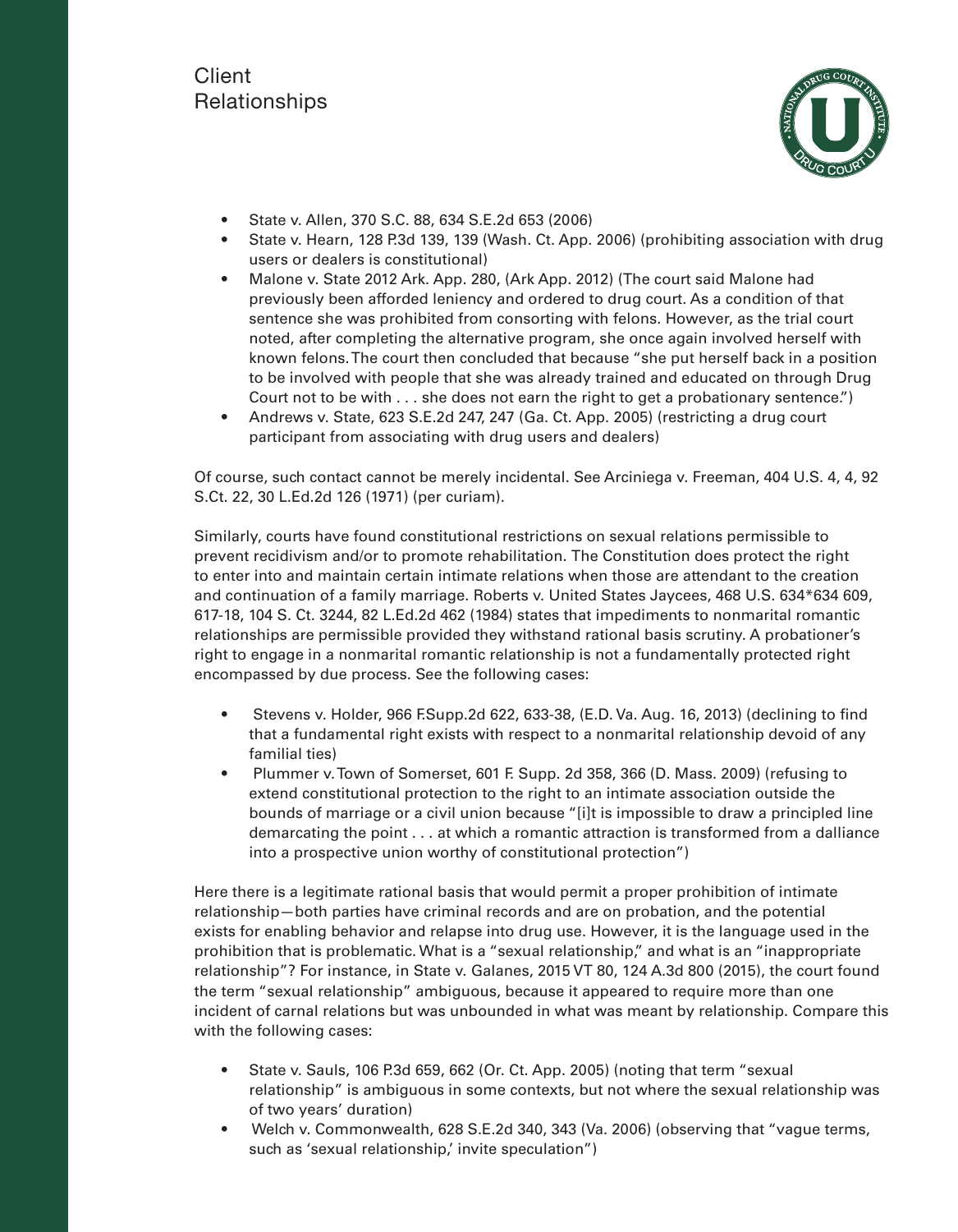- State v. Allen, 370 S.C. 88, 634 S.E.2d 653 (2006)
- State v. Hearn, 128 P.3d 139, 139 (Wash. Ct. App. 2006) (prohibiting association with drug users or dealers is constitutional)
- Malone v. State 2012 Ark. App. 280, (Ark App. 2012) (The court said Malone had previously been afforded leniency and ordered to drug court. As a condition of that sentence she was prohibited from consorting with felons. However, as the trial court noted, after completing the alternative program, she once again involved herself with known felons. The court then concluded that because "she put herself back in a position to be involved with people that she was already trained and educated on through Drug Court not to be with . . . she does not earn the right to get a probationary sentence.")
- Andrews v. State, 623 S.E.2d 247, 247 (Ga. Ct. App. 2005) (restricting a drug court participant from associating with drug users and dealers)

Of course, such contact cannot be merely incidental. See Arciniega v. Freeman, 404 U.S. 4, 4, 92 S.Ct. 22, 30 L.Ed.2d 126 (1971) (per curiam).

Similarly, courts have found constitutional restrictions on sexual relations permissible to prevent recidivism and/or to promote rehabilitation. The Constitution does protect the right to enter into and maintain certain intimate relations when those are attendant to the creation and continuation of a family marriage. Roberts v. United States Jaycees, 468 U.S. 634*634 609, 617-18, 104 S. Ct. 3244, 82 L.Ed.2d 462 (1984) states that impediments to nonmarital romantic relationships are permissible provided they withstand rational basis scrutiny. A probationer's right to engage in a nonmarital romantic relationship is not a fundamentally protected right encompassed by due process. See the following cases:

- Stevens v. Holder, 966 F.Supp.2d 622, 633-38, (E.D. Va. Aug. 16, 2013) (declining to find that a fundamental right exists with respect to a nonmarital relationship devoid of any familial ties)
- Plummer v. Town of Somerset, 601 F. Supp. 2d 358, 366 (D. Mass. 2009) (refusing to extend constitutional protection to the right to an intimate association outside the bounds of marriage or a civil union because "[i]t is impossible to draw a principled line demarcating the point . . . at which a romantic attraction is transformed from a dalliance into a prospective union worthy of constitutional protection")

Here there is a legitimate rational basis that would permit a proper prohibition of intimate relationship—both parties have criminal records and are on probation, and the potential exists for enabling behavior and relapse into drug use. However, it is the language used in the prohibition that is problematic. What is a "sexual relationship," and what is an "inappropriate relationship"? For instance, in State v. Galanes, 2015 VT 80, 124 A.3d 800 (2015), the court found the term "sexual relationship" ambiguous, because it appeared to require more than one incident of carnal relations but was unbounded in what was meant by relationship. Compare this with the following cases:

- State v. Sauls, 106 P.3d 659, 662 (Or. Ct. App. 2005) (noting that term "sexual relationship" is ambiguous in some contexts, but not where the sexual relationship was of two years' duration)
- Welch v. Commonwealth, 628 S.E.2d 340, 343 (Va. 2006) (observing that "vague terms, such as 'sexual relationship,' invite speculation")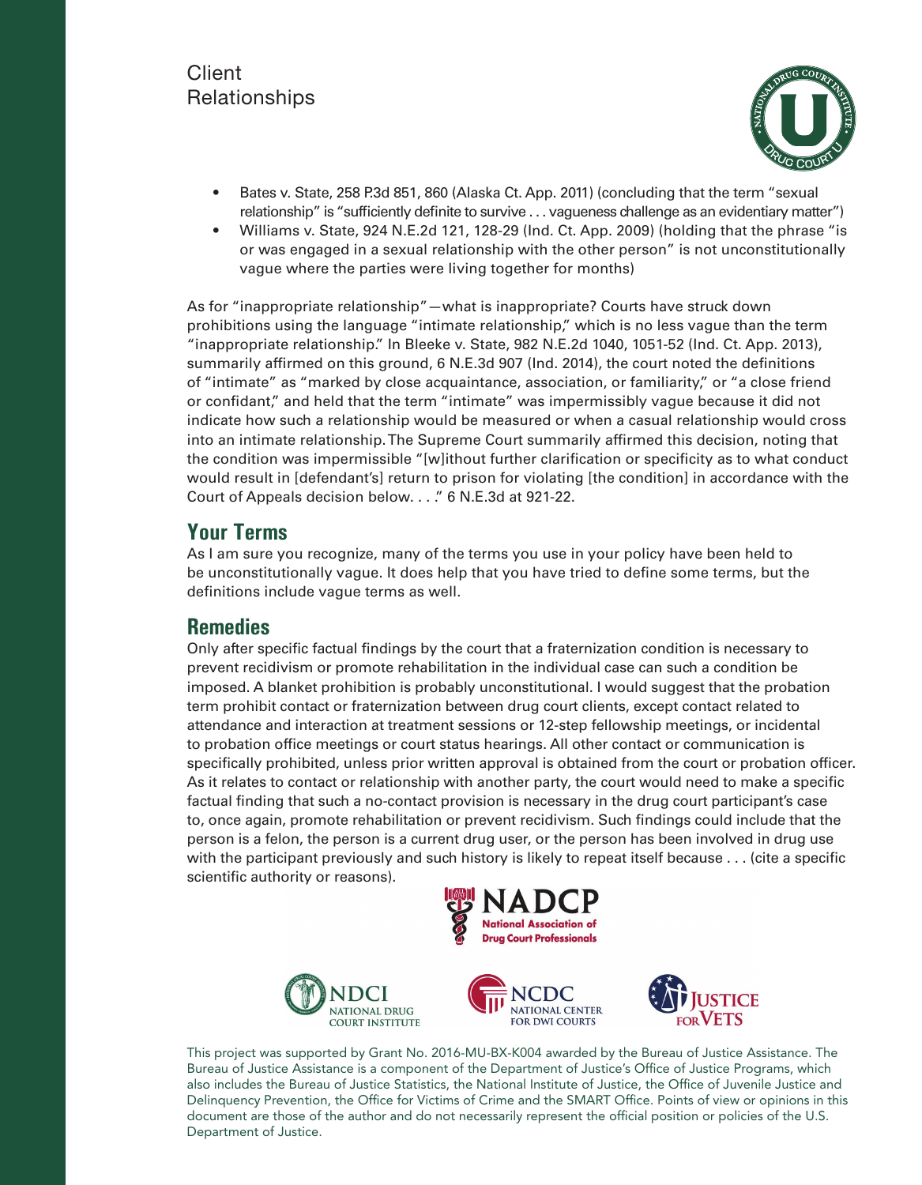- Bates v. State, 258 P.3d 851, 860 (Alaska Ct. App. 2011) (concluding that the term "sexual relationship" is "sufficiently definite to survive . . . vagueness challenge as an evidentiary matter")
- Williams v. State, 924 N.E.2d 121, 128-29 (Ind. Ct. App. 2009) (holding that the phrase "is or was engaged in a sexual relationship with the other person" is not unconstitutionally vague where the parties were living together for months)

As for "inappropriate relationship"—what is inappropriate? Courts have struck down prohibitions using the language "intimate relationship," which is no less vague than the term "inappropriate relationship." In Bleeke v. State, 982 N.E.2d 1040, 1051-52 (Ind. Ct. App. 2013), summarily affirmed on this ground, 6 N.E.3d 907 (Ind. 2014), the court noted the definitions of "intimate" as "marked by close acquaintance, association, or familiarity," or "a close friend or confidant," and held that the term "intimate" was impermissibly vague because it did not indicate how such a relationship would be measured or when a casual relationship would cross into an intimate relationship. The Supreme Court summarily affirmed this decision, noting that the condition was impermissible "[w]ithout further clarification or specificity as to what conduct would result in [defendant's] return to prison for violating [the condition] in accordance with the Court of Appeals decision below. . . ." 6 N.E.3d at 921-22.

## Your Terms

As I am sure you recognize, many of the terms you use in your policy have been held to be unconstitutionally vague. It does help that you have tried to define some terms, but the definitions include vague terms as well.

## Remedies

Only after specific factual findings by the court that a fraternization condition is necessary to prevent recidivism or promote rehabilitation in the individual case can such a condition be imposed. A blanket prohibition is probably unconstitutional. I would suggest that the probation term prohibit contact or fraternization between drug court clients, except contact related to attendance and interaction at treatment sessions or 12-step fellowship meetings, or incidental to probation office meetings or court status hearings. All other contact or communication is specifically prohibited, unless prior written approval is obtained from the court or probation officer. As it relates to contact or relationship with another party, the court would need to make a specific factual finding that such a no-contact provision is necessary in the drug court participant's case to, once again, promote rehabilitation or prevent recidivism. Such findings could include that the person is a felon, the person is a current drug user, or the person has been involved in drug use with the participant previously and such history is likely to repeat itself because . . . (cite a specific scientific authority or reasons).

This project was supported by Grant No. 2016-MU-BX-K004 awarded by the Bureau of Justice Assistance. The Bureau of Justice Assistance is a component of the Department of Justice's Office of Justice Programs, which also includes the Bureau of Justice Statistics, the National Institute of Justice, the Office of Juvenile Justice and Delinquency Prevention, the Office for Victims of Crime and the SMART Office. Points of view or opinions in this document are those of the author and do not necessarily represent the official position or policies of the U.S. Department of Justice.